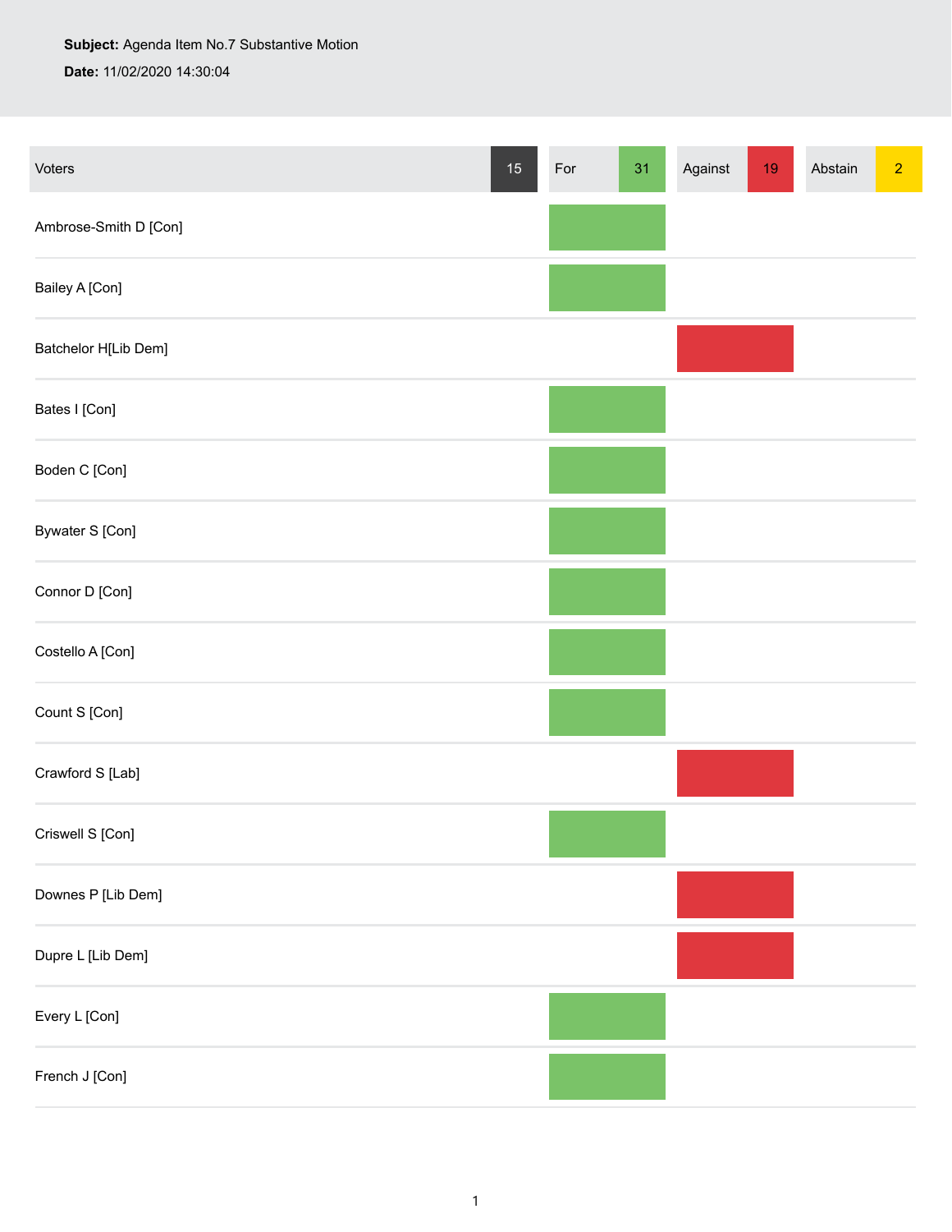**Subject:** Agenda Item No.7 Substantive Motion

**Date:** 11/02/2020 14:30:04

| Voters 15 | For 31 | Against 19 | Abstain 2 |
|---|---|---|---|
| Ambrose-Smith D [Con] | For | | |
| Bailey A [Con] | For | | |
| Batchelor H[Lib Dem] | | Against | |
| Bates I [Con] | For | | |
| Boden C [Con] | For | | |
| Bywater S [Con] | For | | |
| Connor D [Con] | For | | |
| Costello A [Con] | For | | |
| Count S [Con] | For | | |
| Crawford S [Lab] | | Against | |
| Criswell S [Con] | For | | |
| Downes P [Lib Dem] | | Against | |
| Dupre L [Lib Dem] | | Against | |
| Every L [Con] | For | | |
| French J [Con] | For | | |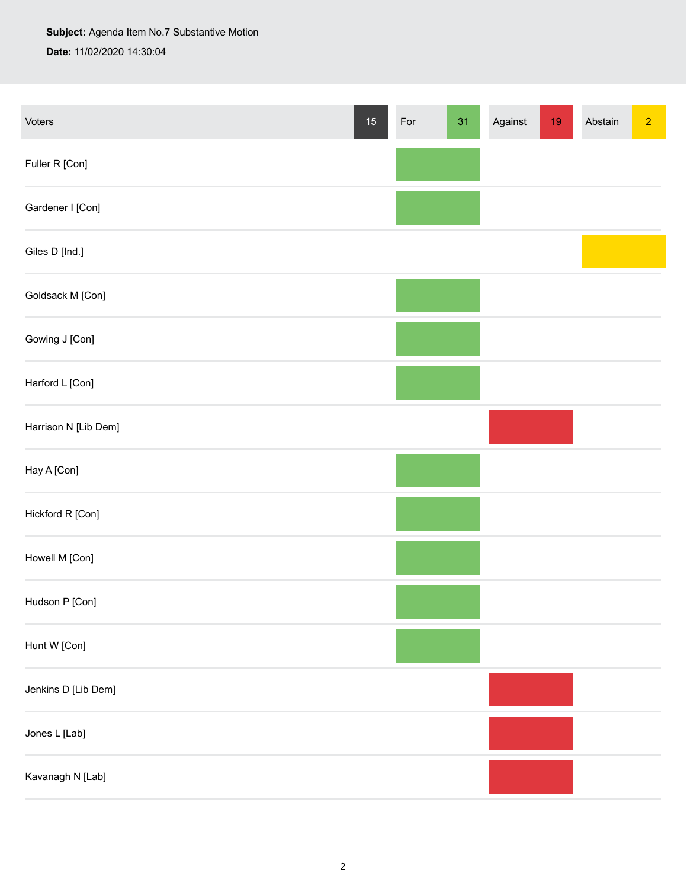**Subject:** Agenda Item No.7 Substantive Motion

**Date:** 11/02/2020 14:30:04

| Voters 15 | For 31 | Against 19 | Abstain 2 |
|---|---|---|---|
| Fuller R [Con] | For | | |
| Gardener I [Con] | For | | |
| Giles D [Ind.] | | | Abstain |
| Goldsack M [Con] | For | | |
| Gowing J [Con] | For | | |
| Harford L [Con] | For | | |
| Harrison N [Lib Dem] | | Against | |
| Hay A [Con] | For | | |
| Hickford R [Con] | For | | |
| Howell M [Con] | For | | |
| Hudson P [Con] | For | | |
| Hunt W [Con] | For | | |
| Jenkins D [Lib Dem] | | Against | |
| Jones L [Lab] | | Against | |
| Kavanagh N [Lab] | | Against | |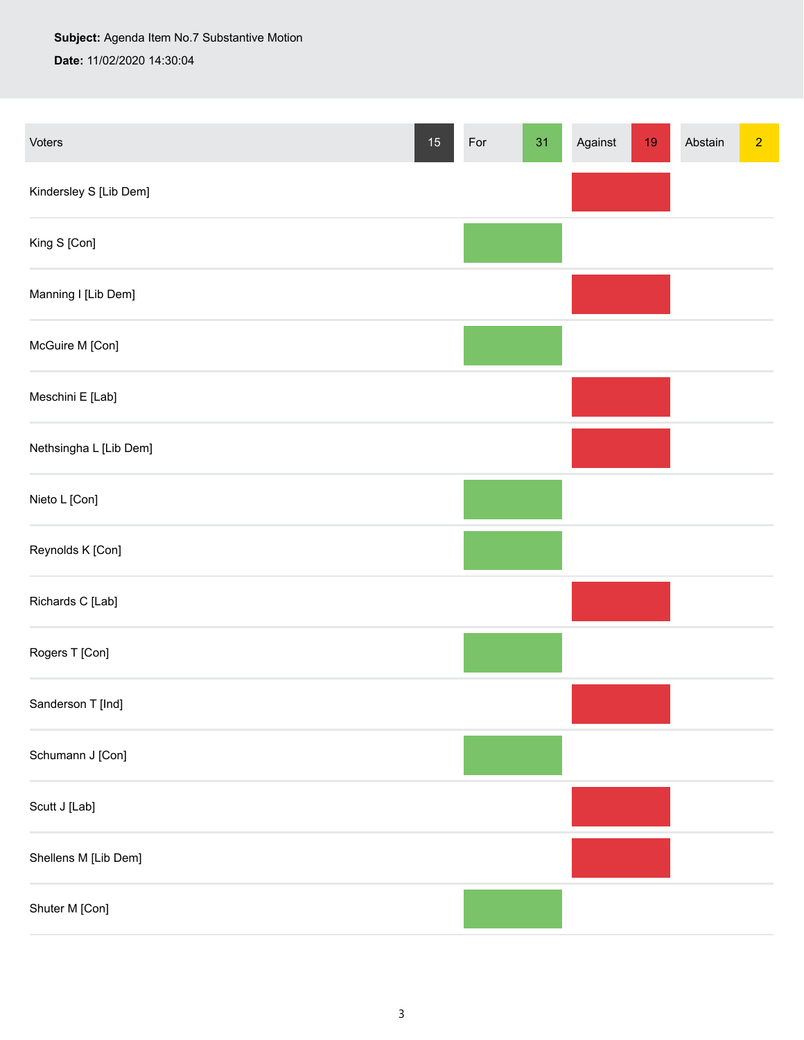**Subject:** Agenda Item No.7 Substantive Motion

**Date:** 11/02/2020 14:30:04

| Voters 15 | For 31 | Against 19 | Abstain 2 |
|---|---|---|---|
| Kindersley S [Lib Dem] | | X | |
| King S [Con] | X | | |
| Manning I [Lib Dem] | | X | |
| McGuire M [Con] | X | | |
| Meschini E [Lab] | | X | |
| Nethsingha L [Lib Dem] | | X | |
| Nieto L [Con] | X | | |
| Reynolds K [Con] | X | | |
| Richards C [Lab] | | X | |
| Rogers T [Con] | X | | |
| Sanderson T [Ind] | | X | |
| Schumann J [Con] | X | | |
| Scutt J [Lab] | | X | |
| Shellens M [Lib Dem] | | X | |
| Shuter M [Con] | X | | |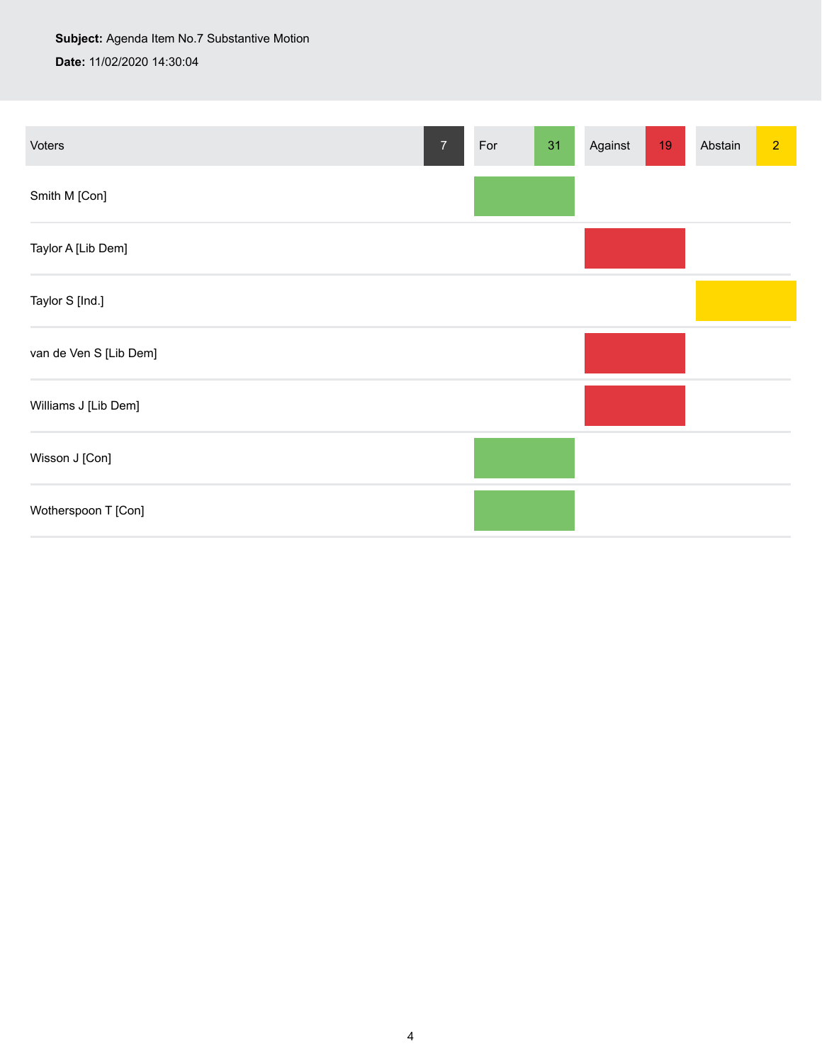**Subject:** Agenda Item No.7 Substantive Motion

**Date:** 11/02/2020 14:30:04

| Voters 7 | For 31 | Against 19 | Abstain 2 |
|---|---|---|---|
| Smith M [Con] | For | | |
| Taylor A [Lib Dem] | | Against | |
| Taylor S [Ind.] | | | Abstain |
| van de Ven S [Lib Dem] | | Against | |
| Williams J [Lib Dem] | | Against | |
| Wisson J [Con] | For | | |
| Wotherspoon T [Con] | For | | |